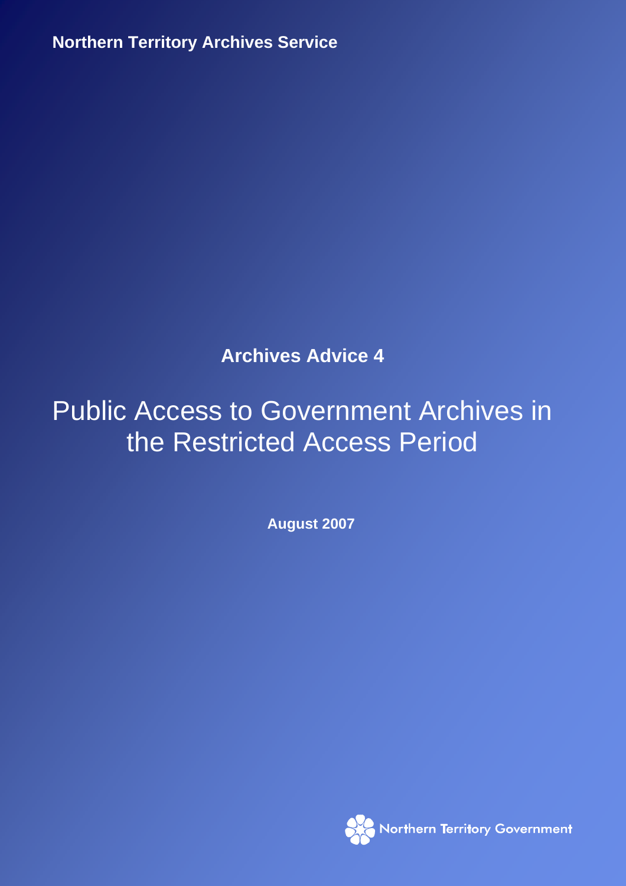**Northern Territory Archives Service**

**Archives Advice 4**

# Public Access to Government Archives in the Restricted Access Period

**August 2007**

Northern Territory Government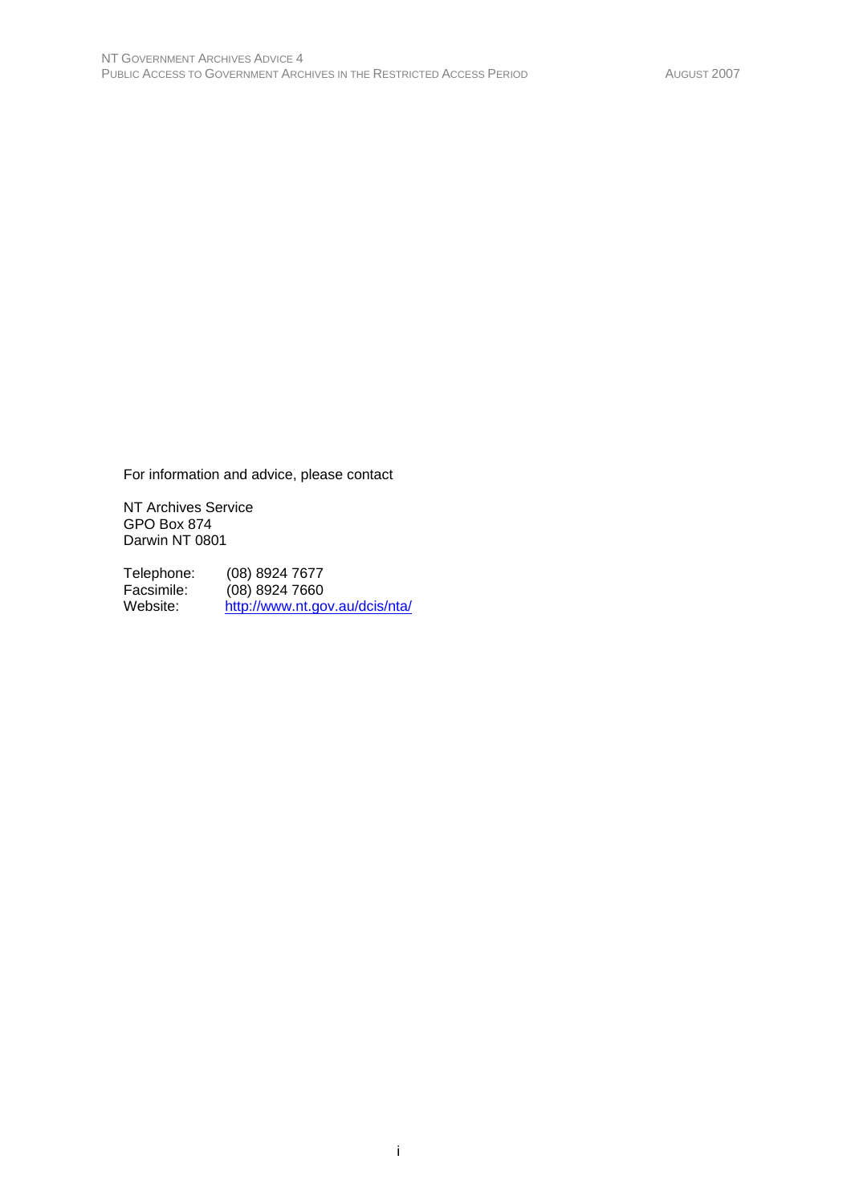For information and advice, please contact

NT Archives Service
GPO Box 874
Darwin NT 0801

Telephone: (08) 8924 7677
Facsimile: (08) 8924 7660
Website: [http://www.nt.gov.au/dcis/nta/](http://www.nt.gov.au/dcis/nta/)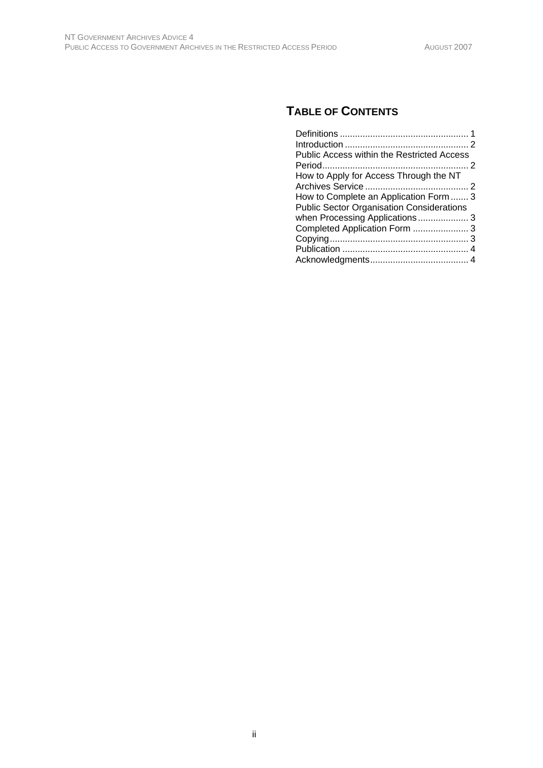## TABLE OF CONTENTS

Definitions .................................................. 1
Introduction ................................................ 2
Public Access within the Restricted Access Period......................................................... 2
How to Apply for Access Through the NT Archives Service ......................................... 2
How to Complete an Application Form ....... 3
Public Sector Organisation Considerations when Processing Applications .................... 3
Completed Application Form ...................... 3
Copying....................................................... 3
Publication .................................................. 4
Acknowledgments....................................... 4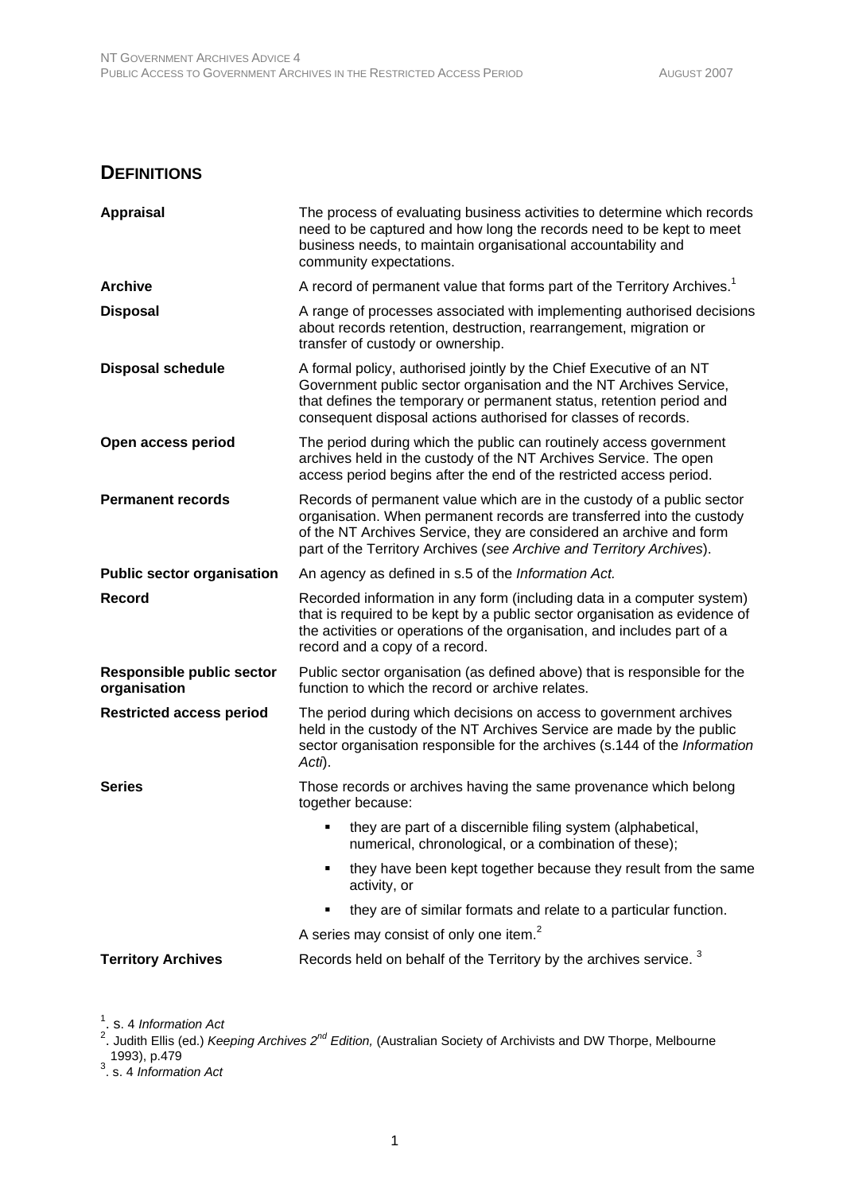## DEFINITIONS

| | |
|---|---|
| **Appraisal** | The process of evaluating business activities to determine which records need to be captured and how long the records need to be kept to meet business needs, to maintain organisational accountability and community expectations. |
| **Archive** | A record of permanent value that forms part of the Territory Archives.[1] |
| **Disposal** | A range of processes associated with implementing authorised decisions about records retention, destruction, rearrangement, migration or transfer of custody or ownership. |
| **Disposal schedule** | A formal policy, authorised jointly by the Chief Executive of an NT Government public sector organisation and the NT Archives Service, that defines the temporary or permanent status, retention period and consequent disposal actions authorised for classes of records. |
| **Open access period** | The period during which the public can routinely access government archives held in the custody of the NT Archives Service. The open access period begins after the end of the restricted access period. |
| **Permanent records** | Records of permanent value which are in the custody of a public sector organisation. When permanent records are transferred into the custody of the NT Archives Service, they are considered an archive and form part of the Territory Archives (*see Archive and Territory Archives*). |
| **Public sector organisation** | An agency as defined in s.5 of the *Information Act.* |
| **Record** | Recorded information in any form (including data in a computer system) that is required to be kept by a public sector organisation as evidence of the activities or operations of the organisation, and includes part of a record and a copy of a record. |
| **Responsible public sector organisation** | Public sector organisation (as defined above) that is responsible for the function to which the record or archive relates. |
| **Restricted access period** | The period during which decisions on access to government archives held in the custody of the NT Archives Service are made by the public sector organisation responsible for the archives (s.144 of the *Information Acti*). |
| **Series** | Those records or archives having the same provenance which belong together because:<br>▪ they are part of a discernible filing system (alphabetical, numerical, chronological, or a combination of these);<br>▪ they have been kept together because they result from the same activity, or<br>▪ they are of similar formats and relate to a particular function.<br>A series may consist of only one item.[2] |
| **Territory Archives** | Records held on behalf of the Territory by the archives service. [3] |

[1]. s. 4 *Information Act*

[2]. Judith Ellis (ed.) *Keeping Archives 2nd Edition,* (Australian Society of Archivists and DW Thorpe, Melbourne 1993), p.479

[3]. s. 4 *Information Act*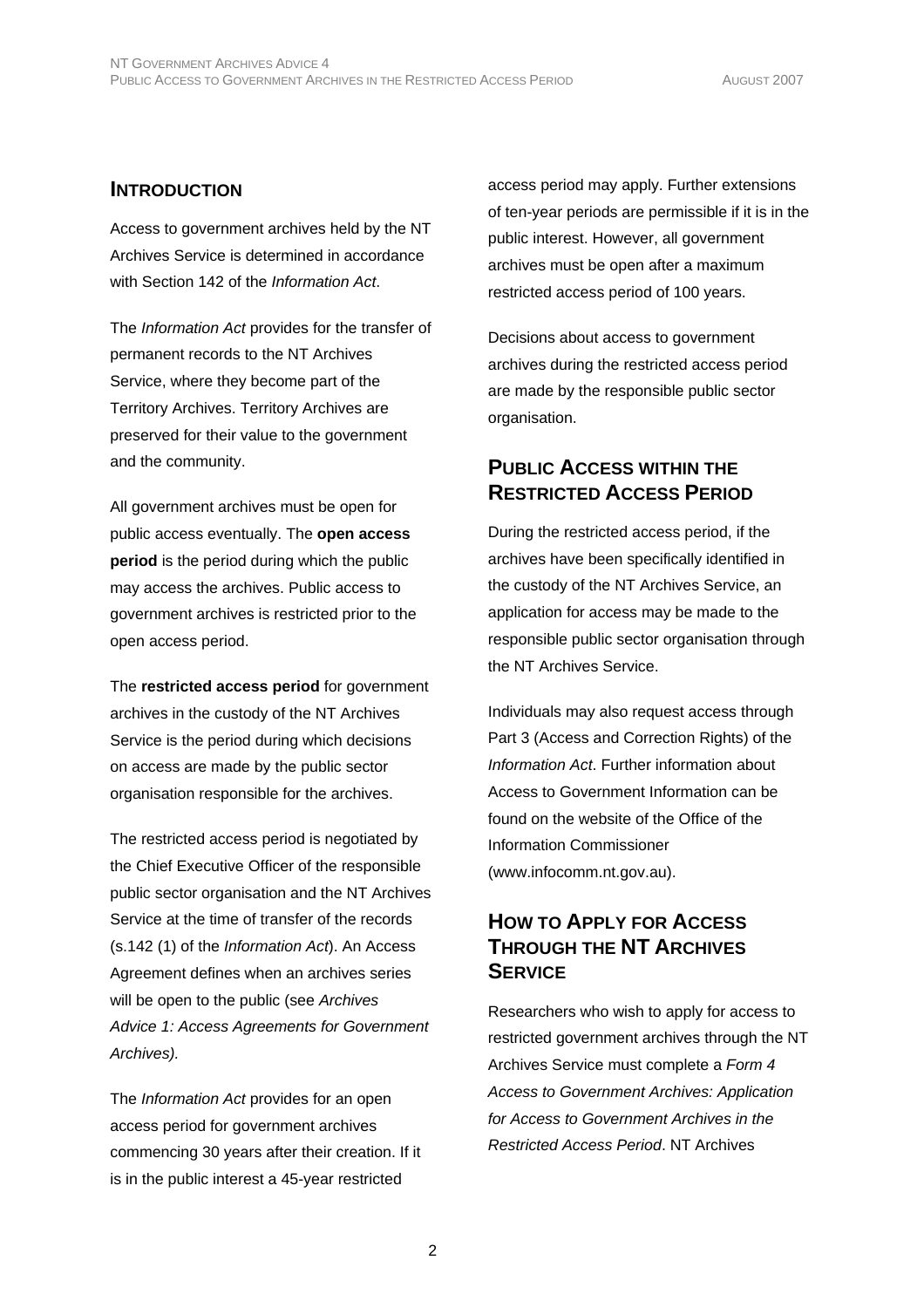## Introduction

Access to government archives held by the NT Archives Service is determined in accordance with Section 142 of the *Information Act*.

The *Information Act* provides for the transfer of permanent records to the NT Archives Service, where they become part of the Territory Archives. Territory Archives are preserved for their value to the government and the community.

All government archives must be open for public access eventually. The **open access period** is the period during which the public may access the archives. Public access to government archives is restricted prior to the open access period.

The **restricted access period** for government archives in the custody of the NT Archives Service is the period during which decisions on access are made by the public sector organisation responsible for the archives.

The restricted access period is negotiated by the Chief Executive Officer of the responsible public sector organisation and the NT Archives Service at the time of transfer of the records (s.142 (1) of the *Information Act*). An Access Agreement defines when an archives series will be open to the public (see *Archives Advice 1: Access Agreements for Government Archives).*

The *Information Act* provides for an open access period for government archives commencing 30 years after their creation. If it is in the public interest a 45-year restricted access period may apply. Further extensions of ten-year periods are permissible if it is in the public interest. However, all government archives must be open after a maximum restricted access period of 100 years.

Decisions about access to government archives during the restricted access period are made by the responsible public sector organisation.

## Public Access within the Restricted Access Period

During the restricted access period, if the archives have been specifically identified in the custody of the NT Archives Service, an application for access may be made to the responsible public sector organisation through the NT Archives Service.

Individuals may also request access through Part 3 (Access and Correction Rights) of the *Information Act*. Further information about Access to Government Information can be found on the website of the Office of the Information Commissioner (www.infocomm.nt.gov.au).

## How to Apply for Access Through the NT Archives Service

Researchers who wish to apply for access to restricted government archives through the NT Archives Service must complete a *Form 4 Access to Government Archives: Application for Access to Government Archives in the Restricted Access Period*. NT Archives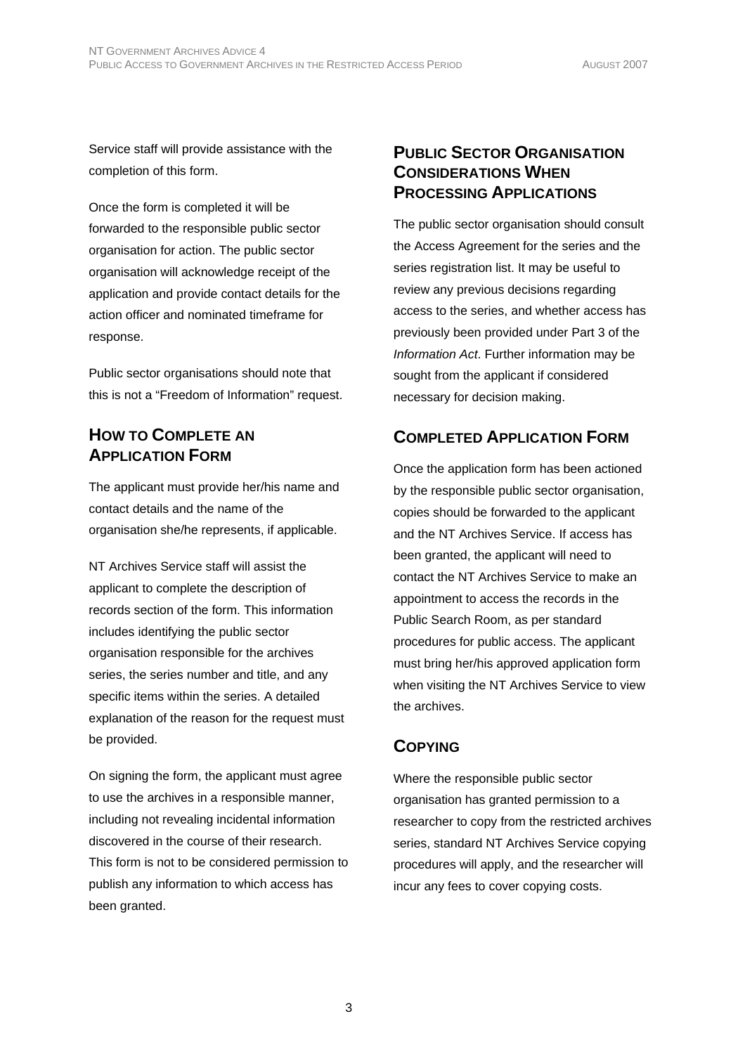Service staff will provide assistance with the completion of this form.

Once the form is completed it will be forwarded to the responsible public sector organisation for action. The public sector organisation will acknowledge receipt of the application and provide contact details for the action officer and nominated timeframe for response.

Public sector organisations should note that this is not a "Freedom of Information" request.

## How to Complete an Application Form

The applicant must provide her/his name and contact details and the name of the organisation she/he represents, if applicable.

NT Archives Service staff will assist the applicant to complete the description of records section of the form. This information includes identifying the public sector organisation responsible for the archives series, the series number and title, and any specific items within the series. A detailed explanation of the reason for the request must be provided.

On signing the form, the applicant must agree to use the archives in a responsible manner, including not revealing incidental information discovered in the course of their research. This form is not to be considered permission to publish any information to which access has been granted.

## Public Sector Organisation Considerations When Processing Applications

The public sector organisation should consult the Access Agreement for the series and the series registration list. It may be useful to review any previous decisions regarding access to the series, and whether access has previously been provided under Part 3 of the *Information Act*. Further information may be sought from the applicant if considered necessary for decision making.

## Completed Application Form

Once the application form has been actioned by the responsible public sector organisation, copies should be forwarded to the applicant and the NT Archives Service. If access has been granted, the applicant will need to contact the NT Archives Service to make an appointment to access the records in the Public Search Room, as per standard procedures for public access. The applicant must bring her/his approved application form when visiting the NT Archives Service to view the archives.

## Copying

Where the responsible public sector organisation has granted permission to a researcher to copy from the restricted archives series, standard NT Archives Service copying procedures will apply, and the researcher will incur any fees to cover copying costs.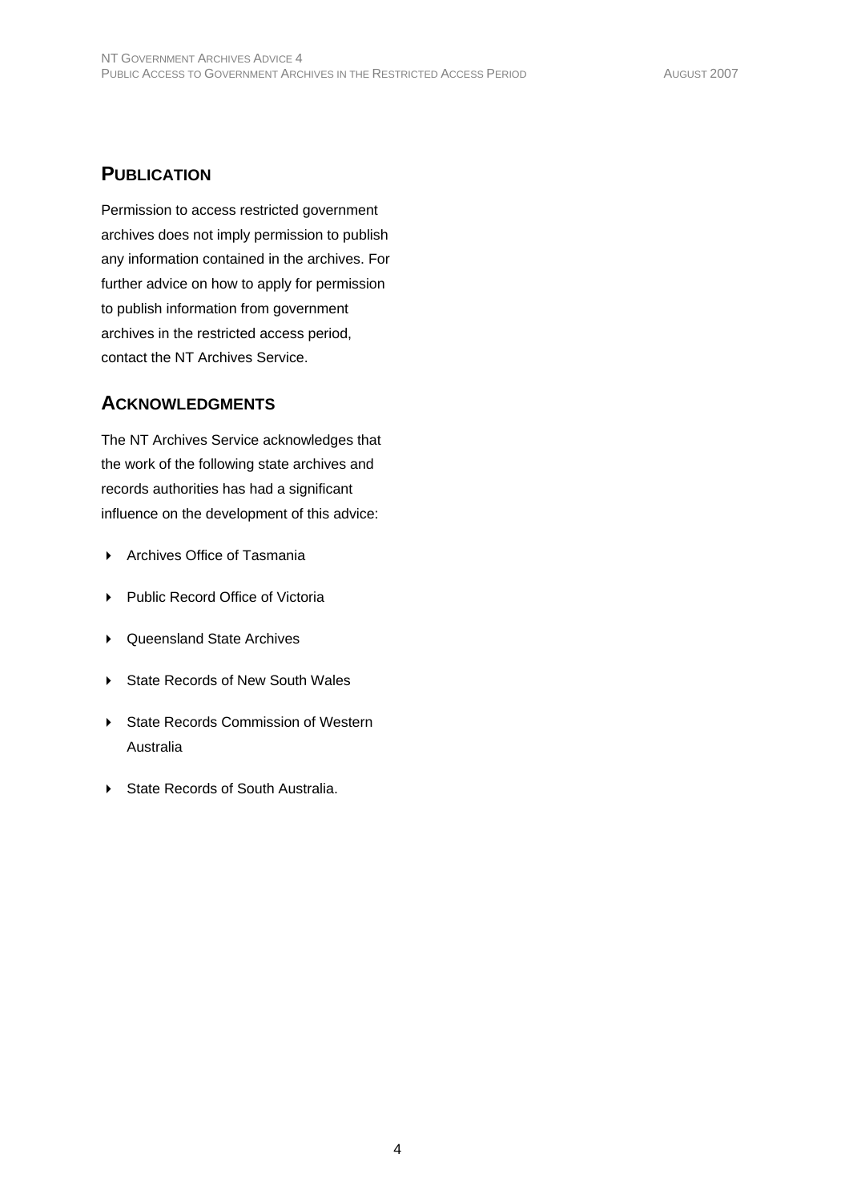## PUBLICATION

Permission to access restricted government archives does not imply permission to publish any information contained in the archives. For further advice on how to apply for permission to publish information from government archives in the restricted access period, contact the NT Archives Service.

## ACKNOWLEDGMENTS

The NT Archives Service acknowledges that the work of the following state archives and records authorities has had a significant influence on the development of this advice:

- Archives Office of Tasmania
- Public Record Office of Victoria
- Queensland State Archives
- State Records of New South Wales
- State Records Commission of Western Australia
- State Records of South Australia.